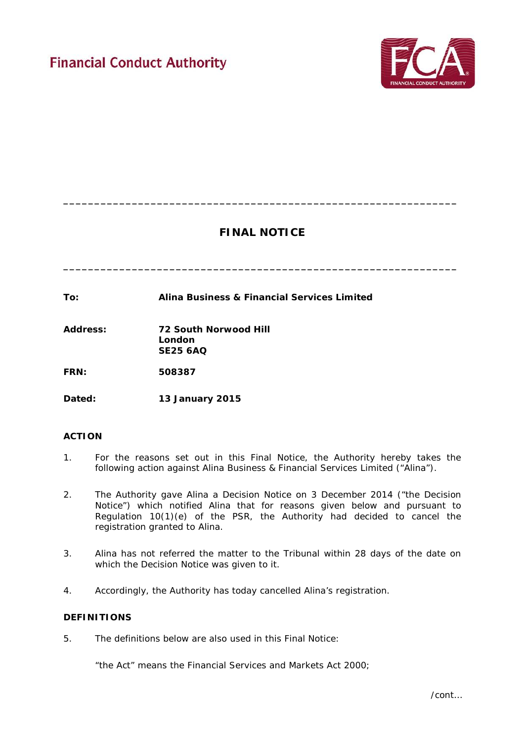Financial Conduct Authority

---

# FINAL NOTICE

---

**To:** **Alina Business & Financial Services Limited**

**Address:** **72 South Norwood Hill**
**London**
**SE25 6AQ**

**FRN:** **508387**

**Dated:** **13 January 2015**

## ACTION

1. For the reasons set out in this Final Notice, the Authority hereby takes the following action against Alina Business & Financial Services Limited ("Alina").

2. The Authority gave Alina a Decision Notice on 3 December 2014 ("the Decision Notice") which notified Alina that for reasons given below and pursuant to Regulation 10(1)(e) of the PSR, the Authority had decided to cancel the registration granted to Alina.

3. Alina has not referred the matter to the Tribunal within 28 days of the date on which the Decision Notice was given to it.

4. Accordingly, the Authority has today cancelled Alina's registration.

## DEFINITIONS

5. The definitions below are also used in this Final Notice:

"the Act" means the Financial Services and Markets Act 2000;

/cont…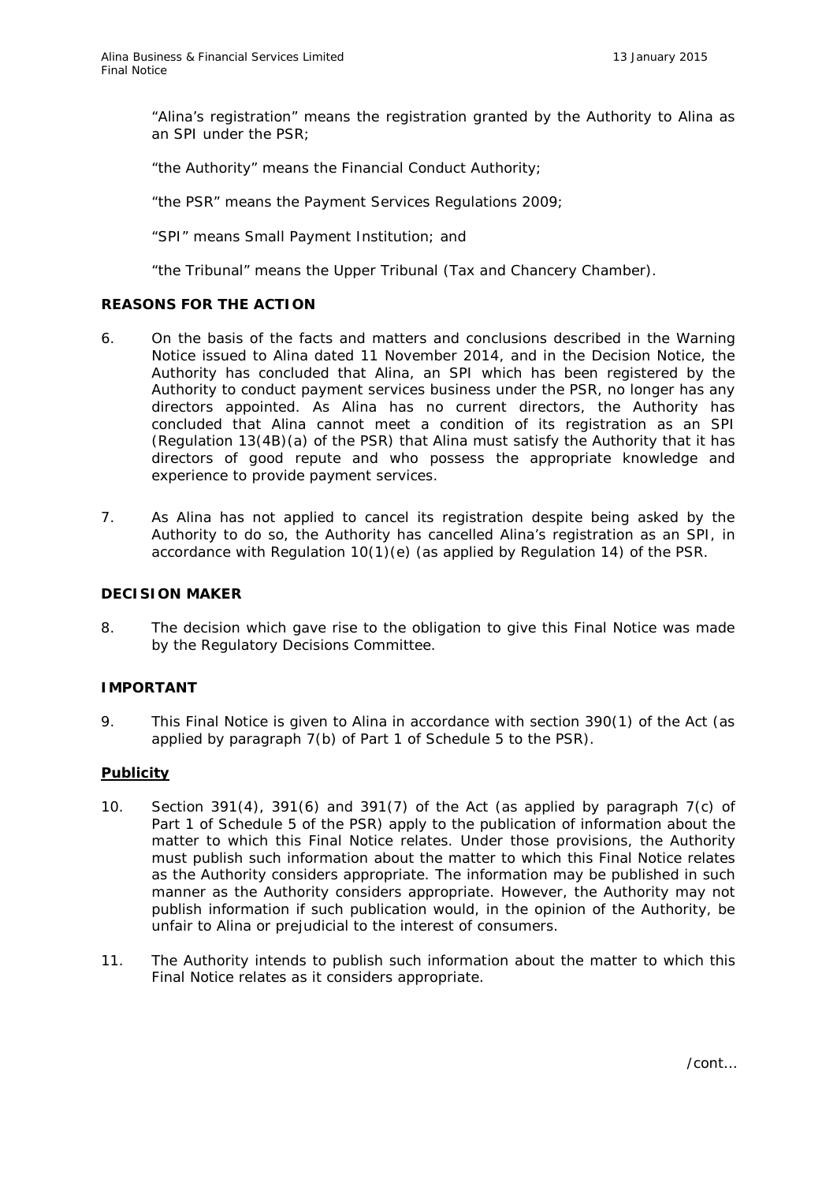"Alina's registration" means the registration granted by the Authority to Alina as an SPI under the PSR;

"the Authority" means the Financial Conduct Authority;

"the PSR" means the Payment Services Regulations 2009;

"SPI" means Small Payment Institution; and

"the Tribunal" means the Upper Tribunal (Tax and Chancery Chamber).

## REASONS FOR THE ACTION

6. On the basis of the facts and matters and conclusions described in the Warning Notice issued to Alina dated 11 November 2014, and in the Decision Notice, the Authority has concluded that Alina, an SPI which has been registered by the Authority to conduct payment services business under the PSR, no longer has any directors appointed. As Alina has no current directors, the Authority has concluded that Alina cannot meet a condition of its registration as an SPI (Regulation 13(4B)(a) of the PSR) that Alina must satisfy the Authority that it has directors of good repute and who possess the appropriate knowledge and experience to provide payment services.

7. As Alina has not applied to cancel its registration despite being asked by the Authority to do so, the Authority has cancelled Alina's registration as an SPI, in accordance with Regulation 10(1)(e) (as applied by Regulation 14) of the PSR.

## DECISION MAKER

8. The decision which gave rise to the obligation to give this Final Notice was made by the Regulatory Decisions Committee.

## IMPORTANT

9. This Final Notice is given to Alina in accordance with section 390(1) of the Act (as applied by paragraph 7(b) of Part 1 of Schedule 5 to the PSR).

### Publicity

10. Section 391(4), 391(6) and 391(7) of the Act (as applied by paragraph 7(c) of Part 1 of Schedule 5 of the PSR) apply to the publication of information about the matter to which this Final Notice relates. Under those provisions, the Authority must publish such information about the matter to which this Final Notice relates as the Authority considers appropriate. The information may be published in such manner as the Authority considers appropriate. However, the Authority may not publish information if such publication would, in the opinion of the Authority, be unfair to Alina or prejudicial to the interest of consumers.

11. The Authority intends to publish such information about the matter to which this Final Notice relates as it considers appropriate.

/cont...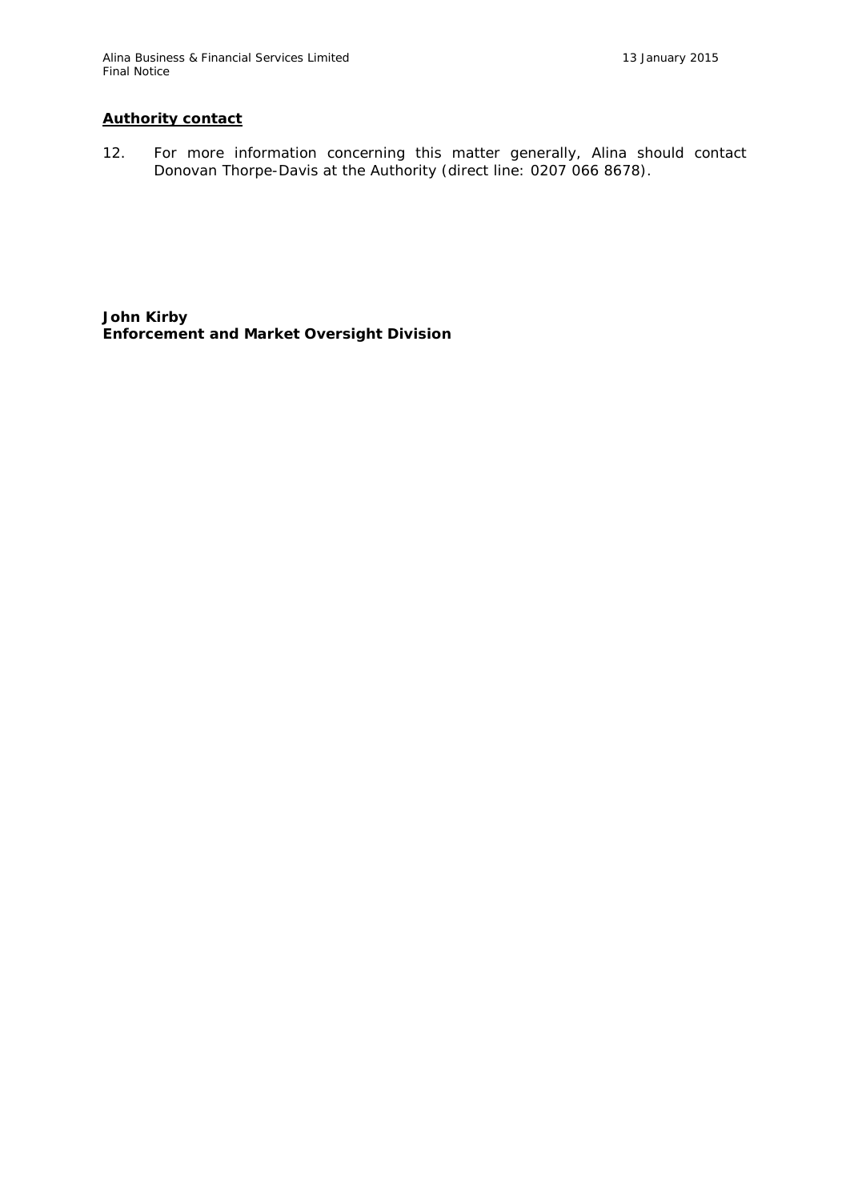## **Authority contact**

12. For more information concerning this matter generally, Alina should contact Donovan Thorpe-Davis at the Authority (direct line: 0207 066 8678).

**John Kirby**
**Enforcement and Market Oversight Division**